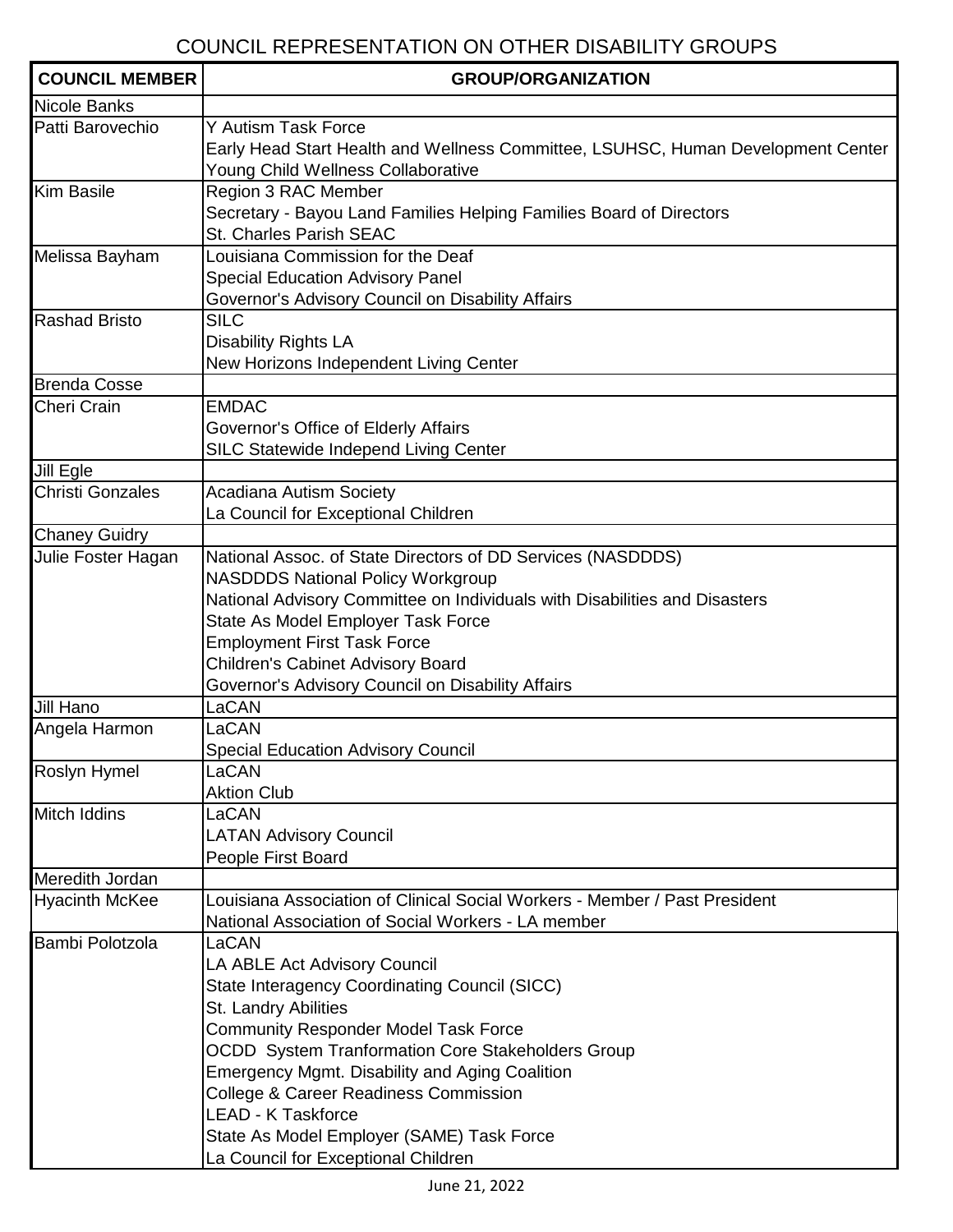# COUNCIL REPRESENTATION ON OTHER DISABILITY GROUPS

| COUNCIL MEMBER | GROUP/ORGANIZATION |
|---|---|
| Nicole Banks | |
| Patti Barovechio | Y Autism Task Force<br>Early Head Start Health and Wellness Committee, LSUHSC, Human Development Center<br>Young Child Wellness Collaborative |
| Kim Basile | Region 3 RAC Member<br>Secretary - Bayou Land Families Helping Families Board of Directors<br>St. Charles Parish SEAC |
| Melissa Bayham | Louisiana Commission for the Deaf<br>Special Education Advisory Panel<br>Governor's Advisory Council on Disability Affairs |
| Rashad Bristo | SILC<br>Disability Rights LA<br>New Horizons Independent Living Center |
| Brenda Cosse | |
| Cheri Crain | EMDAC<br>Governor's Office of Elderly Affairs<br>SILC Statewide Independ Living Center |
| Jill Egle | |
| Christi Gonzales | Acadiana Autism Society<br>La Council for Exceptional Children |
| Chaney Guidry | |
| Julie Foster Hagan | National Assoc. of State Directors of DD Services (NASDDDS)<br>NASDDDS National Policy Workgroup<br>National Advisory Committee on Individuals with Disabilities and Disasters<br>State As Model Employer Task Force<br>Employment First Task Force<br>Children's Cabinet Advisory Board<br>Governor's Advisory Council on Disability Affairs |
| Jill Hano | LaCAN |
| Angela Harmon | LaCAN<br>Special Education Advisory Council |
| Roslyn Hymel | LaCAN<br>Aktion Club |
| Mitch Iddins | LaCAN<br>LATAN Advisory Council<br>People First Board |
| Meredith Jordan | |
| Hyacinth McKee | Louisiana Association of Clinical Social Workers - Member / Past President<br>National Association of Social Workers - LA member |
| Bambi Polotzola | LaCAN<br>LA ABLE Act Advisory Council<br>State Interagency Coordinating Council (SICC)<br>St. Landry Abilities<br>Community Responder Model Task Force<br>OCDD System Tranformation Core Stakeholders Group<br>Emergency Mgmt. Disability and Aging Coalition<br>College & Career Readiness Commission<br>LEAD - K Taskforce<br>State As Model Employer (SAME) Task Force<br>La Council for Exceptional Children |

June 21, 2022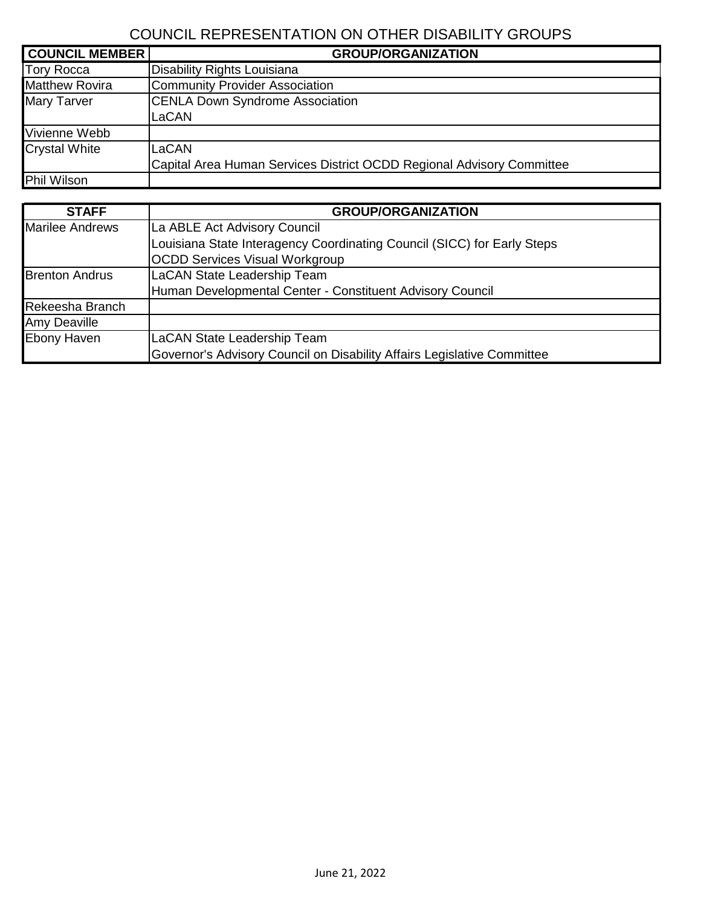# COUNCIL REPRESENTATION ON OTHER DISABILITY GROUPS

| COUNCIL MEMBER | GROUP/ORGANIZATION |
|---|---|
| Tory Rocca | Disability Rights Louisiana |
| Matthew Rovira | Community Provider Association |
| Mary Tarver | CENLA Down Syndrome Association |
| | LaCAN |
| Vivienne Webb | |
| Crystal White | LaCAN |
| | Capital Area Human Services District OCDD Regional Advisory Committee |
| Phil Wilson | |

| STAFF | GROUP/ORGANIZATION |
|---|---|
| Marilee Andrews | La ABLE Act Advisory Council |
| | Louisiana State Interagency Coordinating Council (SICC) for Early Steps |
| | OCDD Services Visual Workgroup |
| Brenton Andrus | LaCAN State Leadership Team |
| | Human Developmental Center - Constituent Advisory Council |
| Rekeesha Branch | |
| Amy Deaville | |
| Ebony Haven | LaCAN State Leadership Team |
| | Governor's Advisory Council on Disability Affairs Legislative Committee |

June 21, 2022